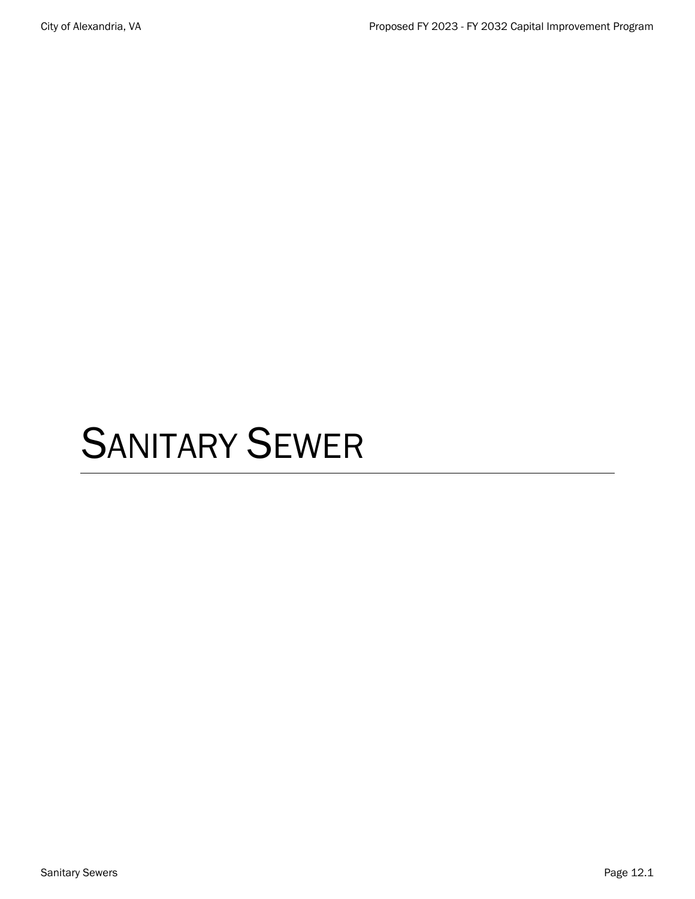# SANITARY SEWER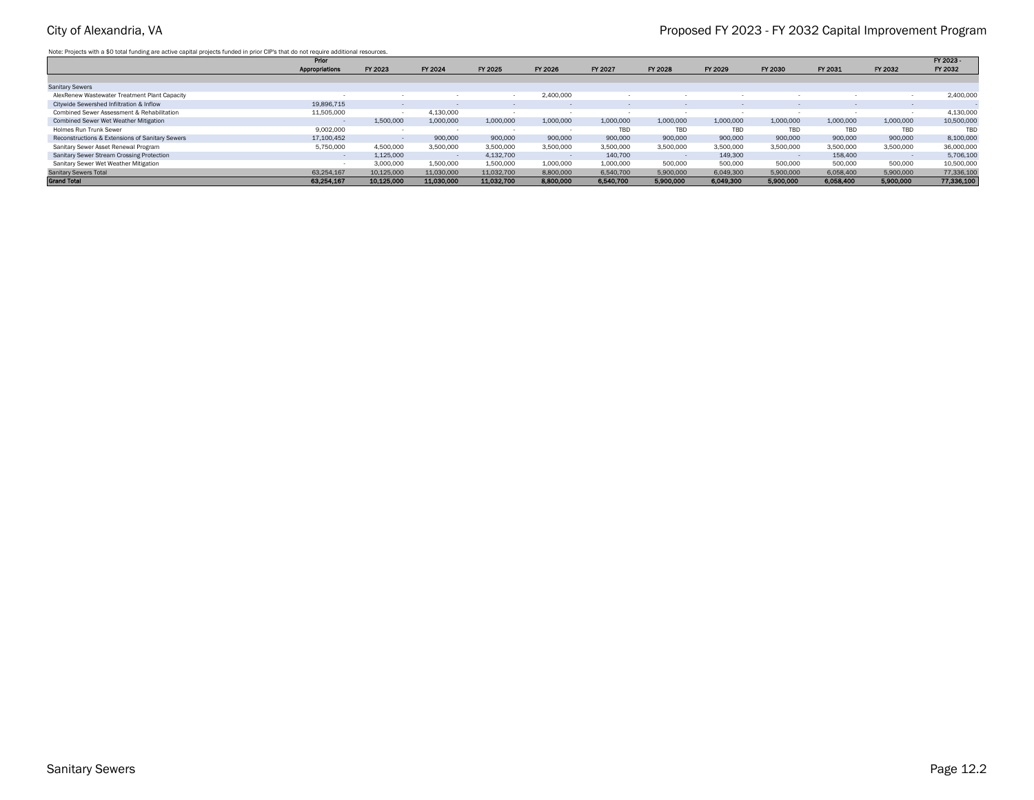Note: Projects with a $0 total funding are active capital projects funded in prior CIP's that do not require additional resources.

| | Prior Appropriations | FY 2023 | FY 2024 | FY 2025 | FY 2026 | FY 2027 | FY 2028 | FY 2029 | FY 2030 | FY 2031 | FY 2032 | FY 2023 - FY 2032 |
|---|---|---|---|---|---|---|---|---|---|---|---|---|
| Sanitary Sewers | | | | | | | | | | | | |
| AlexRenew Wastewater Treatment Plant Capacity | - | - | - | - | 2,400,000 | - | - | - | - | - | - | 2,400,000 |
| Citywide Sewershed Infiltration & Inflow | 19,896,715 | - | - | - | - | - | - | - | - | - | - | - |
| Combined Sewer Assessment & Rehabilitation | 11,505,000 | - | 4,130,000 | - | - | - | - | - | - | - | - | 4,130,000 |
| Combined Sewer Wet Weather Mitigation | - | 1,500,000 | 1,000,000 | 1,000,000 | 1,000,000 | 1,000,000 | 1,000,000 | 1,000,000 | 1,000,000 | 1,000,000 | 1,000,000 | 10,500,000 |
| Holmes Run Trunk Sewer | 9,002,000 | - | - | - | - | TBD | TBD | TBD | TBD | TBD | TBD | TBD |
| Reconstructions & Extensions of Sanitary Sewers | 17,100,452 | - | 900,000 | 900,000 | 900,000 | 900,000 | 900,000 | 900,000 | 900,000 | 900,000 | 900,000 | 8,100,000 |
| Sanitary Sewer Asset Renewal Program | 5,750,000 | 4,500,000 | 3,500,000 | 3,500,000 | 3,500,000 | 3,500,000 | 3,500,000 | 3,500,000 | 3,500,000 | 3,500,000 | 3,500,000 | 36,000,000 |
| Sanitary Sewer Stream Crossing Protection | - | 1,125,000 | - | 4,132,700 | - | 140,700 | - | 149,300 | - | 158,400 | - | 5,706,100 |
| Sanitary Sewer Wet Weather Mitigation | - | 3,000,000 | 1,500,000 | 1,500,000 | 1,000,000 | 1,000,000 | 500,000 | 500,000 | 500,000 | 500,000 | 500,000 | 10,500,000 |
| Sanitary Sewers Total | 63,254,167 | 10,125,000 | 11,030,000 | 11,032,700 | 8,800,000 | 6,540,700 | 5,900,000 | 6,049,300 | 5,900,000 | 6,058,400 | 5,900,000 | 77,336,100 |
| **Grand Total** | **63,254,167** | **10,125,000** | **11,030,000** | **11,032,700** | **8,800,000** | **6,540,700** | **5,900,000** | **6,049,300** | **5,900,000** | **6,058,400** | **5,900,000** | **77,336,100** |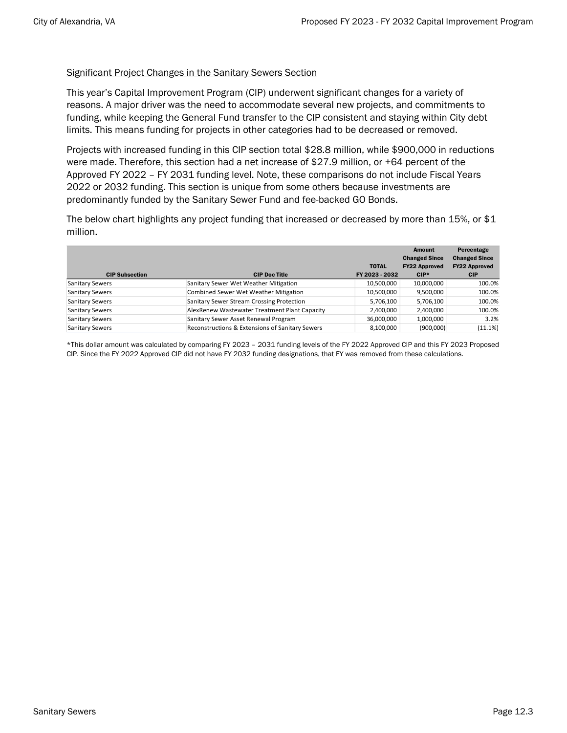## Significant Project Changes in the Sanitary Sewers Section

This year's Capital Improvement Program (CIP) underwent significant changes for a variety of reasons. A major driver was the need to accommodate several new projects, and commitments to funding, while keeping the General Fund transfer to the CIP consistent and staying within City debt limits. This means funding for projects in other categories had to be decreased or removed.

Projects with increased funding in this CIP section total $28.8 million, while $900,000 in reductions were made. Therefore, this section had a net increase of $27.9 million, or +64 percent of the Approved FY 2022 – FY 2031 funding level. Note, these comparisons do not include Fiscal Years 2022 or 2032 funding. This section is unique from some others because investments are predominantly funded by the Sanitary Sewer Fund and fee-backed GO Bonds.

The below chart highlights any project funding that increased or decreased by more than 15%, or $1 million.

| CIP Subsection | CIP Doc Title | TOTAL FY 2023 - 2032 | Amount Changed Since FY22 Approved CIP* | Percentage Changed Since FY22 Approved CIP |
|---|---|---|---|---|
| Sanitary Sewers | Sanitary Sewer Wet Weather Mitigation | 10,500,000 | 10,000,000 | 100.0% |
| Sanitary Sewers | Combined Sewer Wet Weather Mitigation | 10,500,000 | 9,500,000 | 100.0% |
| Sanitary Sewers | Sanitary Sewer Stream Crossing Protection | 5,706,100 | 5,706,100 | 100.0% |
| Sanitary Sewers | AlexRenew Wastewater Treatment Plant Capacity | 2,400,000 | 2,400,000 | 100.0% |
| Sanitary Sewers | Sanitary Sewer Asset Renewal Program | 36,000,000 | 1,000,000 | 3.2% |
| Sanitary Sewers | Reconstructions & Extensions of Sanitary Sewers | 8,100,000 | (900,000) | (11.1%) |

*This dollar amount was calculated by comparing FY 2023 – 2031 funding levels of the FY 2022 Approved CIP and this FY 2023 Proposed CIP. Since the FY 2022 Approved CIP did not have FY 2032 funding designations, that FY was removed from these calculations.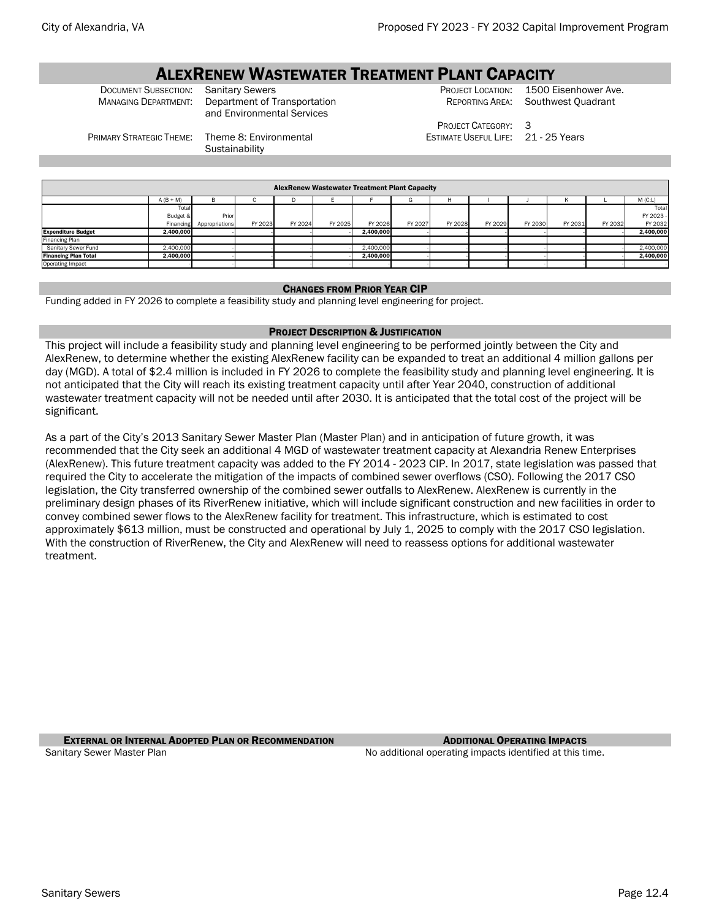# AlexRenew Wastewater Treatment Plant Capacity

Document Subsection: Sanitary Sewers
Managing Department: Department of Transportation and Environmental Services
Primary Strategic Theme: Theme 8: Environmental Sustainability

Project Location: 1500 Eisenhower Ave.
Reporting Area: Southwest Quadrant
Project Category: 3
Estimate Useful Life: 21 - 25 Years

| AlexRenew Wastewater Treatment Plant Capacity | | | | | | | | | | | | | |
|---|---|---|---|---|---|---|---|---|---|---|---|---|---|
| | A (B + M) | B | C | D | E | F | G | H | I | J | K | L | M (C:L) |
| | Total Budget & Financing | Prior Appropriations | FY 2023 | FY 2024 | FY 2025 | FY 2026 | FY 2027 | FY 2028 | FY 2029 | FY 2030 | FY 2031 | FY 2032 | Total FY 2023 - FY 2032 |
| **Expenditure Budget** | **2,400,000** | - | - | - | - | **2,400,000** | - | - | - | - | - | - | **2,400,000** |
| Financing Plan | | | | | | | | | | | | | |
| Sanitary Sewer Fund | 2,400,000 | - | - | - | - | 2,400,000 | - | - | - | - | - | - | 2,400,000 |
| **Financing Plan Total** | **2,400,000** | - | - | - | - | **2,400,000** | - | - | - | - | - | - | **2,400,000** |
| Operating Impact | - | - | - | - | - | - | - | - | - | - | - | - | - |

## Changes from Prior Year CIP

Funding added in FY 2026 to complete a feasibility study and planning level engineering for project.

## Project Description & Justification

This project will include a feasibility study and planning level engineering to be performed jointly between the City and AlexRenew, to determine whether the existing AlexRenew facility can be expanded to treat an additional 4 million gallons per day (MGD). A total of $2.4 million is included in FY 2026 to complete the feasibility study and planning level engineering. It is not anticipated that the City will reach its existing treatment capacity until after Year 2040, construction of additional wastewater treatment capacity will not be needed until after 2030. It is anticipated that the total cost of the project will be significant.

As a part of the City's 2013 Sanitary Sewer Master Plan (Master Plan) and in anticipation of future growth, it was recommended that the City seek an additional 4 MGD of wastewater treatment capacity at Alexandria Renew Enterprises (AlexRenew). This future treatment capacity was added to the FY 2014 - 2023 CIP. In 2017, state legislation was passed that required the City to accelerate the mitigation of the impacts of combined sewer overflows (CSO). Following the 2017 CSO legislation, the City transferred ownership of the combined sewer outfalls to AlexRenew. AlexRenew is currently in the preliminary design phases of its RiverRenew initiative, which will include significant construction and new facilities in order to convey combined sewer flows to the AlexRenew facility for treatment. This infrastructure, which is estimated to cost approximately $613 million, must be constructed and operational by July 1, 2025 to comply with the 2017 CSO legislation. With the construction of RiverRenew, the City and AlexRenew will need to reassess options for additional wastewater treatment.

## External or Internal Adopted Plan or Recommendation

Sanitary Sewer Master Plan

## Additional Operating Impacts

No additional operating impacts identified at this time.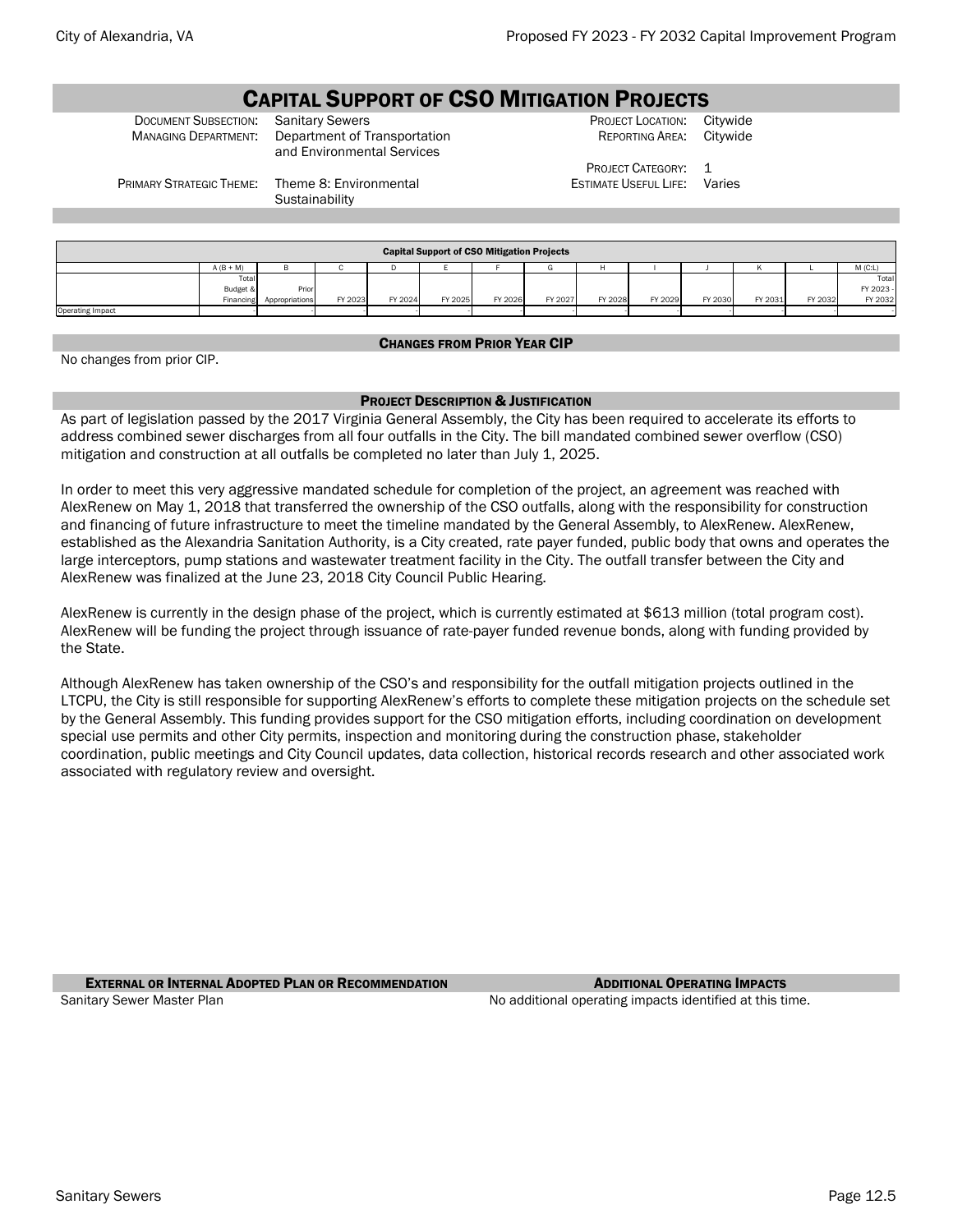# Capital Support of CSO Mitigation Projects

| | | | |
|---|---|---|---|
| Document Subsection: | Sanitary Sewers | Project Location: | Citywide |
| Managing Department: | Department of Transportation and Environmental Services | Reporting Area: | Citywide |
| | | Project Category: | 1 |
| Primary Strategic Theme: | Theme 8: Environmental Sustainability | Estimate Useful Life: | Varies |

| Capital Support of CSO Mitigation Projects | A (B + M) | B | C | D | E | F | G | H | I | J | K | L | M (C:L) |
|---|---|---|---|---|---|---|---|---|---|---|---|---|---|
| | Total Budget & Financing | Prior Appropriations | FY 2023 | FY 2024 | FY 2025 | FY 2026 | FY 2027 | FY 2028 | FY 2029 | FY 2030 | FY 2031 | FY 2032 | Total FY 2023 - FY 2032 |
| Operating Impact | - | - | - | - | - | - | - | - | - | - | - | - | - |

## Changes from Prior Year CIP

No changes from prior CIP.

## Project Description & Justification

As part of legislation passed by the 2017 Virginia General Assembly, the City has been required to accelerate its efforts to address combined sewer discharges from all four outfalls in the City. The bill mandated combined sewer overflow (CSO) mitigation and construction at all outfalls be completed no later than July 1, 2025.

In order to meet this very aggressive mandated schedule for completion of the project, an agreement was reached with AlexRenew on May 1, 2018 that transferred the ownership of the CSO outfalls, along with the responsibility for construction and financing of future infrastructure to meet the timeline mandated by the General Assembly, to AlexRenew. AlexRenew, established as the Alexandria Sanitation Authority, is a City created, rate payer funded, public body that owns and operates the large interceptors, pump stations and wastewater treatment facility in the City. The outfall transfer between the City and AlexRenew was finalized at the June 23, 2018 City Council Public Hearing.

AlexRenew is currently in the design phase of the project, which is currently estimated at $613 million (total program cost). AlexRenew will be funding the project through issuance of rate-payer funded revenue bonds, along with funding provided by the State.

Although AlexRenew has taken ownership of the CSO's and responsibility for the outfall mitigation projects outlined in the LTCPU, the City is still responsible for supporting AlexRenew's efforts to complete these mitigation projects on the schedule set by the General Assembly. This funding provides support for the CSO mitigation efforts, including coordination on development special use permits and other City permits, inspection and monitoring during the construction phase, stakeholder coordination, public meetings and City Council updates, data collection, historical records research and other associated work associated with regulatory review and oversight.

## External or Internal Adopted Plan or Recommendation

Sanitary Sewer Master Plan

## Additional Operating Impacts

No additional operating impacts identified at this time.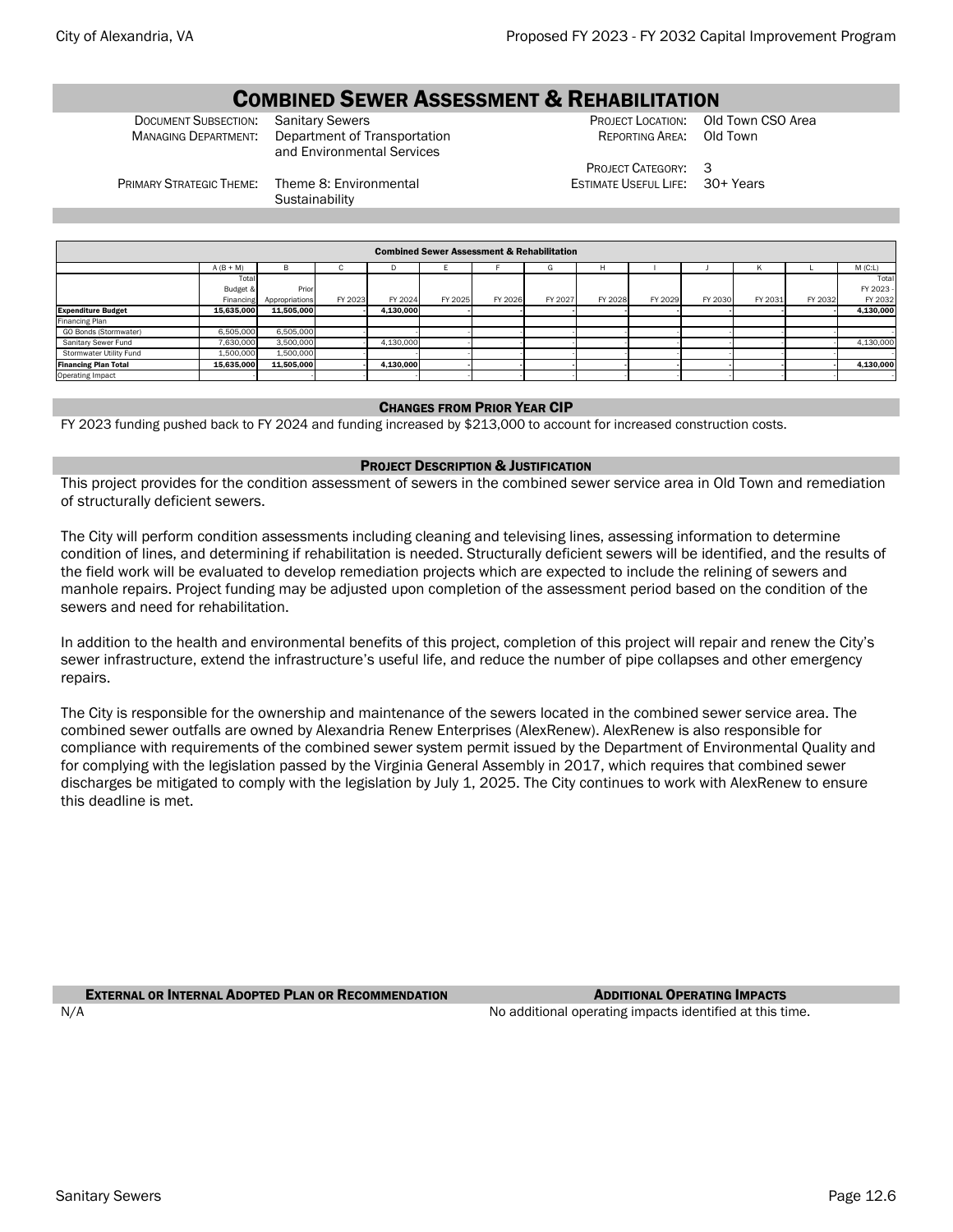# Combined Sewer Assessment & Rehabilitation

| | | | |
|---|---|---|---|
| Document Subsection: | Sanitary Sewers | Project Location: | Old Town CSO Area |
| Managing Department: | Department of Transportation and Environmental Services | Reporting Area: | Old Town |
| | | Project Category: | 3 |
| Primary Strategic Theme: | Theme 8: Environmental Sustainability | Estimate Useful Life: | 30+ Years |

| Combined Sewer Assessment & Rehabilitation | | | | | | | | | | | | | |
|---|---|---|---|---|---|---|---|---|---|---|---|---|---|
| | A (B + M) | B | C | D | E | F | G | H | I | J | K | L | M (C:L) |
| | Total Budget & Financing | Prior Appropriations | FY 2023 | FY 2024 | FY 2025 | FY 2026 | FY 2027 | FY 2028 | FY 2029 | FY 2030 | FY 2031 | FY 2032 | Total FY 2023 - FY 2032 |
| **Expenditure Budget** | **15,635,000** | **11,505,000** | **-** | **4,130,000** | **-** | **-** | **-** | **-** | **-** | **-** | **-** | **-** | **4,130,000** |
| Financing Plan | | | | | | | | | | | | | |
| GO Bonds (Stormwater) | 6,505,000 | 6,505,000 | - | - | - | - | - | - | - | - | - | - | - |
| Sanitary Sewer Fund | 7,630,000 | 3,500,000 | - | 4,130,000 | - | - | - | - | - | - | - | - | 4,130,000 |
| Stormwater Utility Fund | 1,500,000 | 1,500,000 | - | - | - | - | - | - | - | - | - | - | - |
| **Financing Plan Total** | **15,635,000** | **11,505,000** | **-** | **4,130,000** | **-** | **-** | **-** | **-** | **-** | **-** | **-** | **-** | **4,130,000** |
| Operating Impact | - | - | - | - | - | - | - | - | - | - | - | - | - |

## Changes from Prior Year CIP

FY 2023 funding pushed back to FY 2024 and funding increased by $213,000 to account for increased construction costs.

## Project Description & Justification

This project provides for the condition assessment of sewers in the combined sewer service area in Old Town and remediation of structurally deficient sewers.

The City will perform condition assessments including cleaning and televising lines, assessing information to determine condition of lines, and determining if rehabilitation is needed. Structurally deficient sewers will be identified, and the results of the field work will be evaluated to develop remediation projects which are expected to include the relining of sewers and manhole repairs. Project funding may be adjusted upon completion of the assessment period based on the condition of the sewers and need for rehabilitation.

In addition to the health and environmental benefits of this project, completion of this project will repair and renew the City's sewer infrastructure, extend the infrastructure's useful life, and reduce the number of pipe collapses and other emergency repairs.

The City is responsible for the ownership and maintenance of the sewers located in the combined sewer service area. The combined sewer outfalls are owned by Alexandria Renew Enterprises (AlexRenew). AlexRenew is also responsible for compliance with requirements of the combined sewer system permit issued by the Department of Environmental Quality and for complying with the legislation passed by the Virginia General Assembly in 2017, which requires that combined sewer discharges be mitigated to comply with the legislation by July 1, 2025. The City continues to work with AlexRenew to ensure this deadline is met.

## External or Internal Adopted Plan or Recommendation

N/A

## Additional Operating Impacts

No additional operating impacts identified at this time.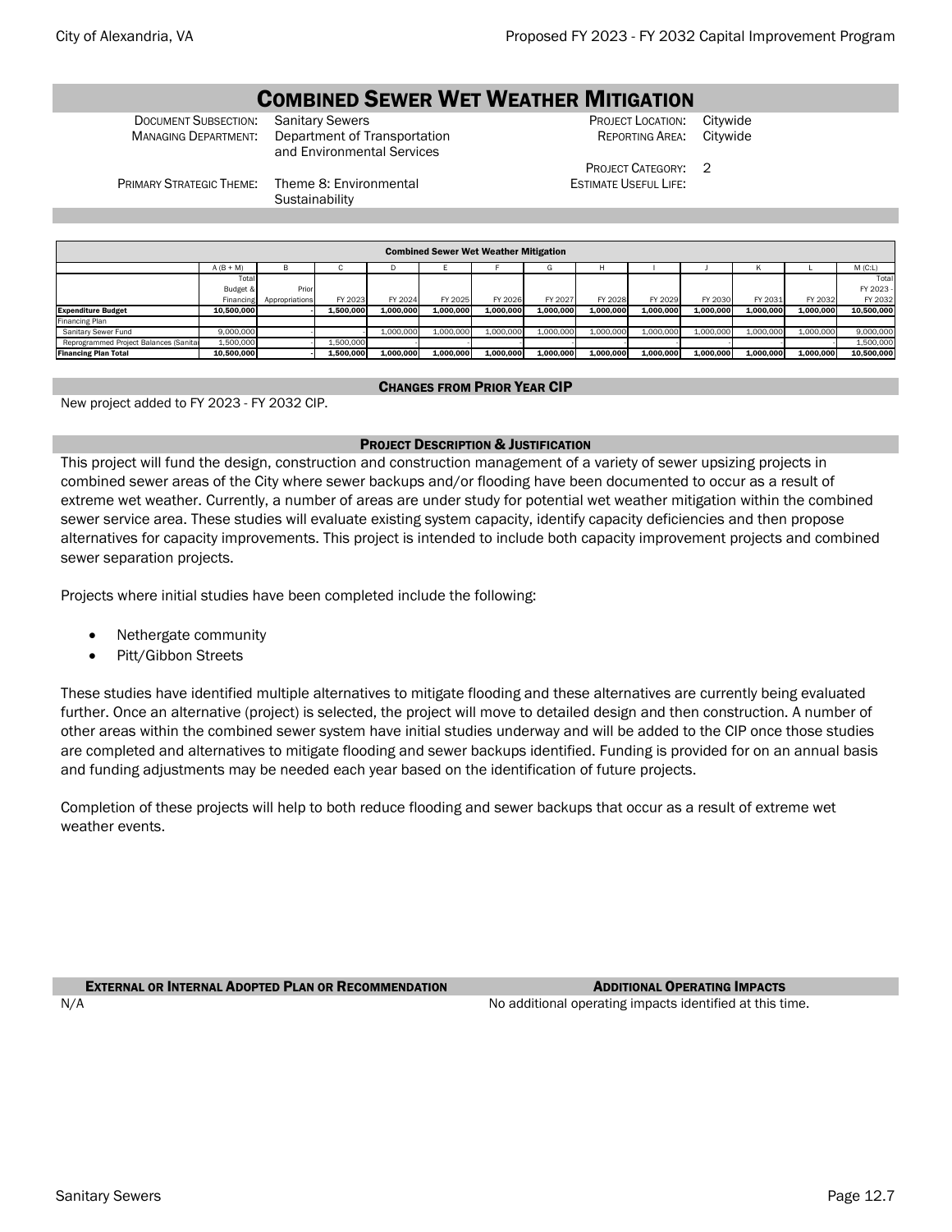# Combined Sewer Wet Weather Mitigation

| | | | |
|---|---|---|---|
| Document Subsection: | Sanitary Sewers | Project Location: | Citywide |
| Managing Department: | Department of Transportation and Environmental Services | Reporting Area: | Citywide |
| | | Project Category: | 2 |
| Primary Strategic Theme: | Theme 8: Environmental Sustainability | Estimate Useful Life: | |

| Combined Sewer Wet Weather Mitigation | | | | | | | | | | | | | |
|---|---|---|---|---|---|---|---|---|---|---|---|---|---|
| | A (B + M) | B | C | D | E | F | G | H | I | J | K | L | M (C:L) |
| | Total Budget & Financing | Prior Appropriations | FY 2023 | FY 2024 | FY 2025 | FY 2026 | FY 2027 | FY 2028 | FY 2029 | FY 2030 | FY 2031 | FY 2032 | Total FY 2023 - FY 2032 |
| **Expenditure Budget** | **10,500,000** | **-** | **1,500,000** | **1,000,000** | **1,000,000** | **1,000,000** | **1,000,000** | **1,000,000** | **1,000,000** | **1,000,000** | **1,000,000** | **1,000,000** | **10,500,000** |
| Financing Plan | | | | | | | | | | | | | |
| Sanitary Sewer Fund | 9,000,000 | - | - | 1,000,000 | 1,000,000 | 1,000,000 | 1,000,000 | 1,000,000 | 1,000,000 | 1,000,000 | 1,000,000 | 1,000,000 | 9,000,000 |
| Reprogrammed Project Balances (Sanita | 1,500,000 | - | 1,500,000 | - | - | - | - | - | - | - | - | - | 1,500,000 |
| **Financing Plan Total** | **10,500,000** | **-** | **1,500,000** | **1,000,000** | **1,000,000** | **1,000,000** | **1,000,000** | **1,000,000** | **1,000,000** | **1,000,000** | **1,000,000** | **1,000,000** | **10,500,000** |

## Changes from Prior Year CIP

New project added to FY 2023 - FY 2032 CIP.

## Project Description & Justification

This project will fund the design, construction and construction management of a variety of sewer upsizing projects in combined sewer areas of the City where sewer backups and/or flooding have been documented to occur as a result of extreme wet weather. Currently, a number of areas are under study for potential wet weather mitigation within the combined sewer service area. These studies will evaluate existing system capacity, identify capacity deficiencies and then propose alternatives for capacity improvements. This project is intended to include both capacity improvement projects and combined sewer separation projects.

Projects where initial studies have been completed include the following:

- Nethergate community
- Pitt/Gibbon Streets

These studies have identified multiple alternatives to mitigate flooding and these alternatives are currently being evaluated further. Once an alternative (project) is selected, the project will move to detailed design and then construction. A number of other areas within the combined sewer system have initial studies underway and will be added to the CIP once those studies are completed and alternatives to mitigate flooding and sewer backups identified. Funding is provided for on an annual basis and funding adjustments may be needed each year based on the identification of future projects.

Completion of these projects will help to both reduce flooding and sewer backups that occur as a result of extreme wet weather events.

## External or Internal Adopted Plan or Recommendation

N/A

## Additional Operating Impacts

No additional operating impacts identified at this time.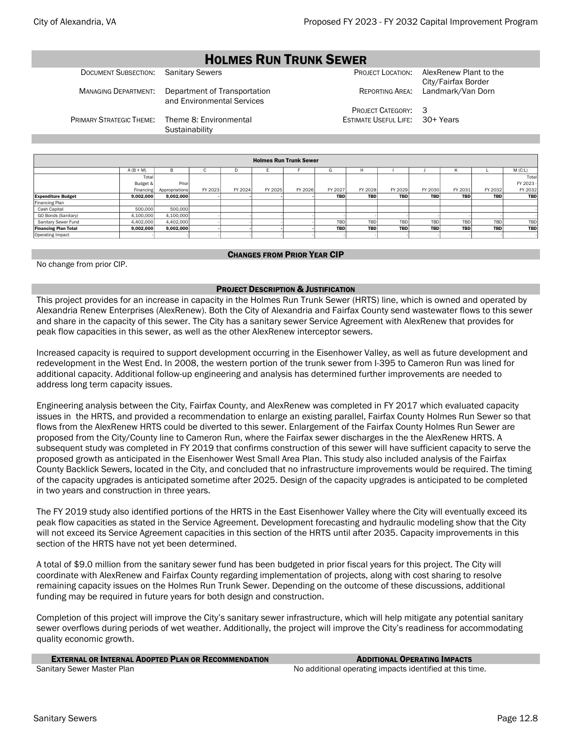# HOLMES RUN TRUNK SEWER

| | | | |
|---|---|---|---|
| DOCUMENT SUBSECTION: | Sanitary Sewers | PROJECT LOCATION: | AlexRenew Plant to the City/Fairfax Border |
| MANAGING DEPARTMENT: | Department of Transportation and Environmental Services | REPORTING AREA: | Landmark/Van Dorn |
| | | PROJECT CATEGORY: | 3 |
| PRIMARY STRATEGIC THEME: | Theme 8: Environmental Sustainability | ESTIMATE USEFUL LIFE: | 30+ Years |

| Holmes Run Trunk Sewer | | | | | | | | | | | | | |
|---|---|---|---|---|---|---|---|---|---|---|---|---|---|
| | A (B + M) | B | C | D | E | F | G | H | I | J | K | L | M (C:L) |
| | Total Budget & Financing | Prior Appropriations | FY 2023 | FY 2024 | FY 2025 | FY 2026 | FY 2027 | FY 2028 | FY 2029 | FY 2030 | FY 2031 | FY 2032 | Total FY 2023 - FY 2032 |
| **Expenditure Budget** | **9,002,000** | **9,002,000** | **-** | **-** | **-** | **-** | **TBD** | **TBD** | **TBD** | **TBD** | **TBD** | **TBD** | **TBD** |
| Financing Plan | | | | | | | | | | | | | |
| Cash Capital | 500,000 | 500,000 | | | | | | | | | | | - |
| GO Bonds (Sanitary) | 4,100,000 | 4,100,000 | - | - | - | - | - | - | - | - | - | - | - |
| Sanitary Sewer Fund | 4,402,000 | 4,402,000 | - | - | - | - | TBD | TBD | TBD | TBD | TBD | TBD | TBD |
| **Financing Plan Total** | **9,002,000** | **9,002,000** | **-** | **-** | **-** | **-** | **TBD** | **TBD** | **TBD** | **TBD** | **TBD** | **TBD** | **TBD** |
| Operating Impact | - | - | - | - | - | - | - | - | - | - | - | - | - |

## CHANGES FROM PRIOR YEAR CIP

No change from prior CIP.

## PROJECT DESCRIPTION & JUSTIFICATION

This project provides for an increase in capacity in the Holmes Run Trunk Sewer (HRTS) line, which is owned and operated by Alexandria Renew Enterprises (AlexRenew). Both the City of Alexandria and Fairfax County send wastewater flows to this sewer and share in the capacity of this sewer. The City has a sanitary sewer Service Agreement with AlexRenew that provides for peak flow capacities in this sewer, as well as the other AlexRenew interceptor sewers.

Increased capacity is required to support development occurring in the Eisenhower Valley, as well as future development and redevelopment in the West End. In 2008, the western portion of the trunk sewer from I-395 to Cameron Run was lined for additional capacity. Additional follow-up engineering and analysis has determined further improvements are needed to address long term capacity issues.

Engineering analysis between the City, Fairfax County, and AlexRenew was completed in FY 2017 which evaluated capacity issues in the HRTS, and provided a recommendation to enlarge an existing parallel, Fairfax County Holmes Run Sewer so that flows from the AlexRenew HRTS could be diverted to this sewer. Enlargement of the Fairfax County Holmes Run Sewer are proposed from the City/County line to Cameron Run, where the Fairfax sewer discharges in the the AlexRenew HRTS. A subsequent study was completed in FY 2019 that confirms construction of this sewer will have sufficient capacity to serve the proposed growth as anticipated in the Eisenhower West Small Area Plan. This study also included analysis of the Fairfax County Backlick Sewers, located in the City, and concluded that no infrastructure improvements would be required. The timing of the capacity upgrades is anticipated sometime after 2025. Design of the capacity upgrades is anticipated to be completed in two years and construction in three years.

The FY 2019 study also identified portions of the HRTS in the East Eisenhower Valley where the City will eventually exceed its peak flow capacities as stated in the Service Agreement. Development forecasting and hydraulic modeling show that the City will not exceed its Service Agreement capacities in this section of the HRTS until after 2035. Capacity improvements in this section of the HRTS have not yet been determined.

A total of $9.0 million from the sanitary sewer fund has been budgeted in prior fiscal years for this project. The City will coordinate with AlexRenew and Fairfax County regarding implementation of projects, along with cost sharing to resolve remaining capacity issues on the Holmes Run Trunk Sewer. Depending on the outcome of these discussions, additional funding may be required in future years for both design and construction.

Completion of this project will improve the City's sanitary sewer infrastructure, which will help mitigate any potential sanitary sewer overflows during periods of wet weather. Additionally, the project will improve the City's readiness for accommodating quality economic growth.

| EXTERNAL OR INTERNAL ADOPTED PLAN OR RECOMMENDATION | ADDITIONAL OPERATING IMPACTS |
|---|---|
| Sanitary Sewer Master Plan | No additional operating impacts identified at this time. |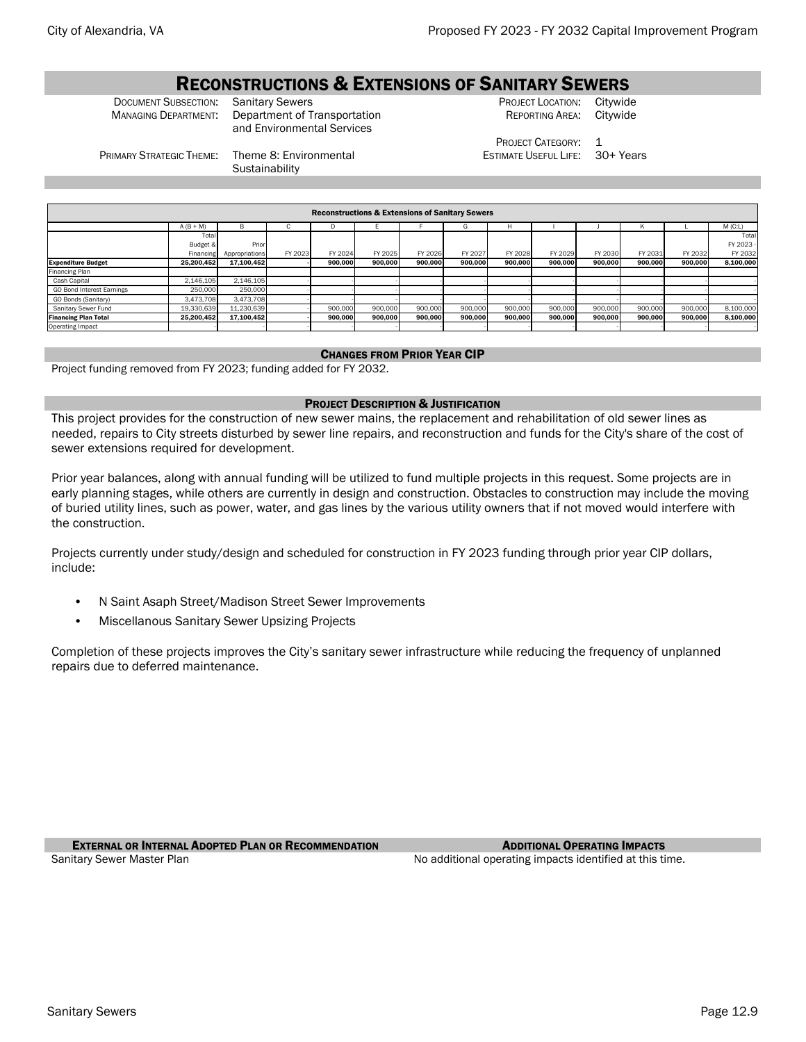# RECONSTRUCTIONS & EXTENSIONS OF SANITARY SEWERS

| | | | |
|---|---|---|---|
| DOCUMENT SUBSECTION: | Sanitary Sewers | PROJECT LOCATION: | Citywide |
| MANAGING DEPARTMENT: | Department of Transportation and Environmental Services | REPORTING AREA: | Citywide |
| | | PROJECT CATEGORY: | 1 |
| PRIMARY STRATEGIC THEME: | Theme 8: Environmental Sustainability | ESTIMATE USEFUL LIFE: | 30+ Years |

| Reconstructions & Extensions of Sanitary Sewers | | | | | | | | | | | | | |
|---|---|---|---|---|---|---|---|---|---|---|---|---|---|
| | A (B + M) | B | C | D | E | F | G | H | I | J | K | L | M (C:L) |
| | Total Budget & Financing | Prior Appropriations | FY 2023 | FY 2024 | FY 2025 | FY 2026 | FY 2027 | FY 2028 | FY 2029 | FY 2030 | FY 2031 | FY 2032 | Total FY 2023 - FY 2032 |
| **Expenditure Budget** | **25,200,452** | **17,100,452** | **-** | **900,000** | **900,000** | **900,000** | **900,000** | **900,000** | **900,000** | **900,000** | **900,000** | **900,000** | **8,100,000** |
| Financing Plan | | | | | | | | | | | | | |
| Cash Capital | 2,146,105 | 2,146,105 | - | - | - | - | - | - | - | - | - | - | - |
| GO Bond Interest Earnings | 250,000 | 250,000 | - | - | - | - | - | - | - | - | - | - | - |
| GO Bonds (Sanitary) | 3,473,708 | 3,473,708 | - | - | - | - | - | - | - | - | - | - | - |
| Sanitary Sewer Fund | 19,330,639 | 11,230,639 | - | 900,000 | 900,000 | 900,000 | 900,000 | 900,000 | 900,000 | 900,000 | 900,000 | 900,000 | 8,100,000 |
| **Financing Plan Total** | **25,200,452** | **17,100,452** | **-** | **900,000** | **900,000** | **900,000** | **900,000** | **900,000** | **900,000** | **900,000** | **900,000** | **900,000** | **8,100,000** |
| Operating Impact | - | - | - | - | - | - | - | - | - | - | - | - | - |

## CHANGES FROM PRIOR YEAR CIP

Project funding removed from FY 2023; funding added for FY 2032.

## PROJECT DESCRIPTION & JUSTIFICATION

This project provides for the construction of new sewer mains, the replacement and rehabilitation of old sewer lines as needed, repairs to City streets disturbed by sewer line repairs, and reconstruction and funds for the City's share of the cost of sewer extensions required for development.

Prior year balances, along with annual funding will be utilized to fund multiple projects in this request. Some projects are in early planning stages, while others are currently in design and construction. Obstacles to construction may include the moving of buried utility lines, such as power, water, and gas lines by the various utility owners that if not moved would interfere with the construction.

Projects currently under study/design and scheduled for construction in FY 2023 funding through prior year CIP dollars, include:

- N Saint Asaph Street/Madison Street Sewer Improvements
- Miscellanous Sanitary Sewer Upsizing Projects

Completion of these projects improves the City's sanitary sewer infrastructure while reducing the frequency of unplanned repairs due to deferred maintenance.

## EXTERNAL OR INTERNAL ADOPTED PLAN OR RECOMMENDATION

Sanitary Sewer Master Plan

## ADDITIONAL OPERATING IMPACTS

No additional operating impacts identified at this time.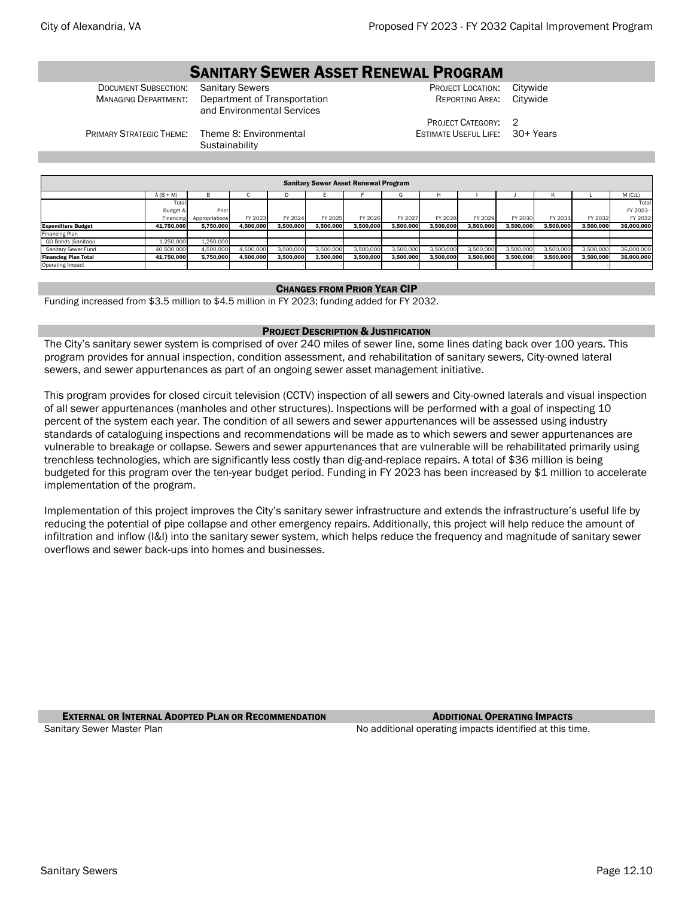# Sanitary Sewer Asset Renewal Program

| | | | |
|---|---|---|---|
| Document Subsection: | Sanitary Sewers | Project Location: | Citywide |
| Managing Department: | Department of Transportation and Environmental Services | Reporting Area: | Citywide |
| | | Project Category: | 2 |
| Primary Strategic Theme: | Theme 8: Environmental Sustainability | Estimate Useful Life: | 30+ Years |

| Sanitary Sewer Asset Renewal Program | | | | | | | | | | | | | |
|---|---|---|---|---|---|---|---|---|---|---|---|---|---|
| | A (B + M) | B | C | D | E | F | G | H | I | J | K | L | M (C:L) |
| | Total Budget & Financing | Prior Appropriations | FY 2023 | FY 2024 | FY 2025 | FY 2026 | FY 2027 | FY 2028 | FY 2029 | FY 2030 | FY 2031 | FY 2032 | Total FY 2023 - FY 2032 |
| **Expenditure Budget** | **41,750,000** | **5,750,000** | **4,500,000** | **3,500,000** | **3,500,000** | **3,500,000** | **3,500,000** | **3,500,000** | **3,500,000** | **3,500,000** | **3,500,000** | **3,500,000** | **36,000,000** |
| Financing Plan | | | | | | | | | | | | | |
| GO Bonds (Sanitary) | 1,250,000 | 1,250,000 | - | - | - | - | - | - | - | - | - | - | - |
| Sanitary Sewer Fund | 40,500,000 | 4,500,000 | 4,500,000 | 3,500,000 | 3,500,000 | 3,500,000 | 3,500,000 | 3,500,000 | 3,500,000 | 3,500,000 | 3,500,000 | 3,500,000 | 36,000,000 |
| **Financing Plan Total** | **41,750,000** | **5,750,000** | **4,500,000** | **3,500,000** | **3,500,000** | **3,500,000** | **3,500,000** | **3,500,000** | **3,500,000** | **3,500,000** | **3,500,000** | **3,500,000** | **36,000,000** |
| Operating Impact | - | - | - | - | - | - | - | - | - | - | - | - | - |

### Changes from Prior Year CIP

Funding increased from $3.5 million to $4.5 million in FY 2023; funding added for FY 2032.

### Project Description & Justification

The City's sanitary sewer system is comprised of over 240 miles of sewer line, some lines dating back over 100 years. This program provides for annual inspection, condition assessment, and rehabilitation of sanitary sewers, City-owned lateral sewers, and sewer appurtenances as part of an ongoing sewer asset management initiative.

This program provides for closed circuit television (CCTV) inspection of all sewers and City-owned laterals and visual inspection of all sewer appurtenances (manholes and other structures). Inspections will be performed with a goal of inspecting 10 percent of the system each year. The condition of all sewers and sewer appurtenances will be assessed using industry standards of cataloguing inspections and recommendations will be made as to which sewers and sewer appurtenances are vulnerable to breakage or collapse. Sewers and sewer appurtenances that are vulnerable will be rehabilitated primarily using trenchless technologies, which are significantly less costly than dig-and-replace repairs. A total of $36 million is being budgeted for this program over the ten-year budget period. Funding in FY 2023 has been increased by $1 million to accelerate implementation of the program.

Implementation of this project improves the City's sanitary sewer infrastructure and extends the infrastructure's useful life by reducing the potential of pipe collapse and other emergency repairs. Additionally, this project will help reduce the amount of infiltration and inflow (I&I) into the sanitary sewer system, which helps reduce the frequency and magnitude of sanitary sewer overflows and sewer back-ups into homes and businesses.

### External or Internal Adopted Plan or Recommendation

Sanitary Sewer Master Plan

### Additional Operating Impacts

No additional operating impacts identified at this time.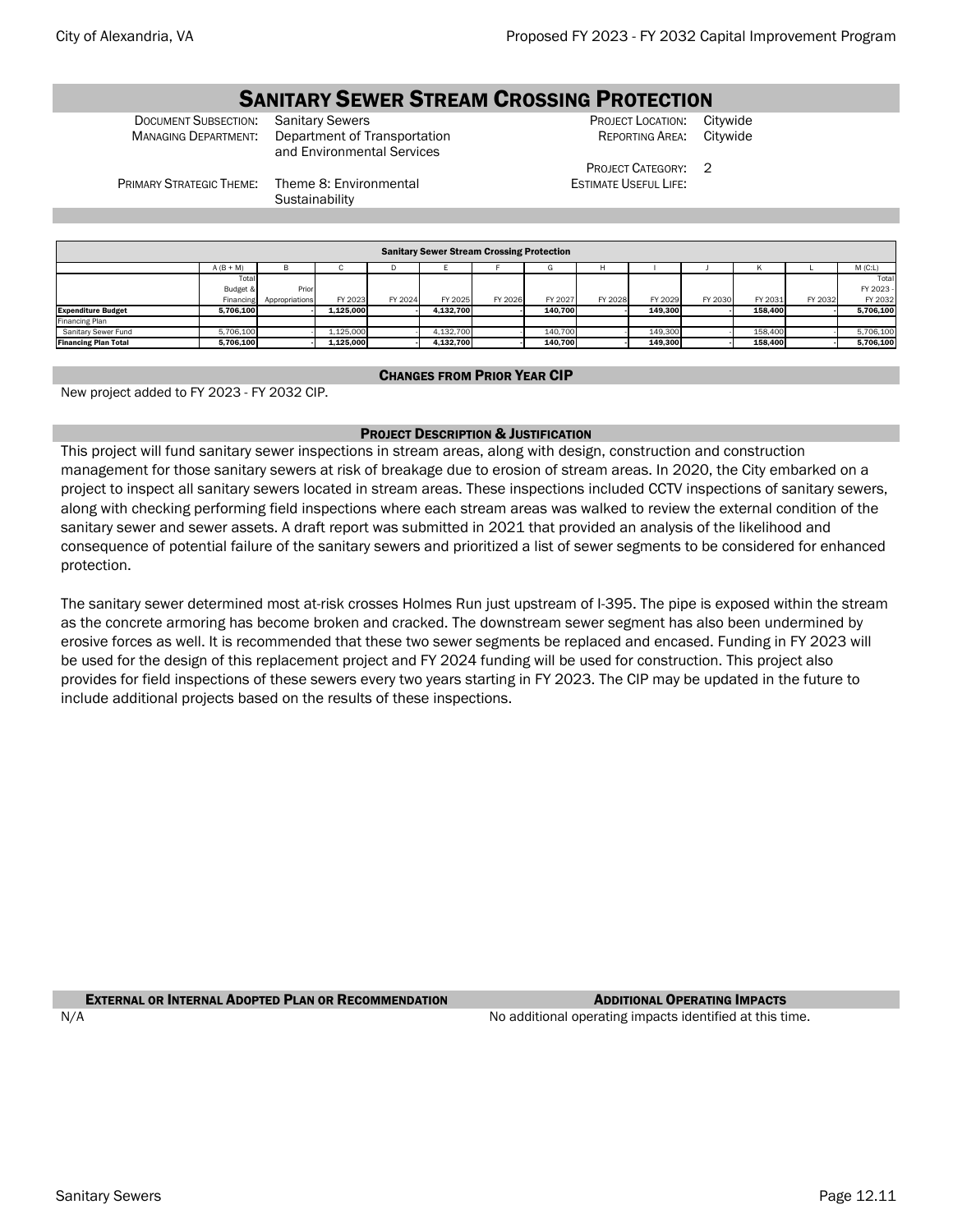# SANITARY SEWER STREAM CROSSING PROTECTION

| | | | |
|---|---|---|---|
| DOCUMENT SUBSECTION: | Sanitary Sewers | PROJECT LOCATION: | Citywide |
| MANAGING DEPARTMENT: | Department of Transportation and Environmental Services | REPORTING AREA: | Citywide |
| | | PROJECT CATEGORY: | 2 |
| PRIMARY STRATEGIC THEME: | Theme 8: Environmental Sustainability | ESTIMATE USEFUL LIFE: | |

| Sanitary Sewer Stream Crossing Protection | | | | | | | | | | | | | |
|---|---|---|---|---|---|---|---|---|---|---|---|---|---|
| | A (B + M) | B | C | D | E | F | G | H | I | J | K | L | M (C:L) |
| | Total Budget & Financing | Prior Appropriations | FY 2023 | FY 2024 | FY 2025 | FY 2026 | FY 2027 | FY 2028 | FY 2029 | FY 2030 | FY 2031 | FY 2032 | Total FY 2023 - FY 2032 |
| **Expenditure Budget** | **5,706,100** | **-** | **1,125,000** | **-** | **4,132,700** | **-** | **140,700** | **-** | **149,300** | **-** | **158,400** | **-** | **5,706,100** |
| Financing Plan | | | | | | | | | | | | | |
| Sanitary Sewer Fund | 5,706,100 | - | 1,125,000 | - | 4,132,700 | - | 140,700 | - | 149,300 | - | 158,400 | - | 5,706,100 |
| **Financing Plan Total** | **5,706,100** | **-** | **1,125,000** | **-** | **4,132,700** | **-** | **140,700** | **-** | **149,300** | **-** | **158,400** | **-** | **5,706,100** |

## CHANGES FROM PRIOR YEAR CIP

New project added to FY 2023 - FY 2032 CIP.

## PROJECT DESCRIPTION & JUSTIFICATION

This project will fund sanitary sewer inspections in stream areas, along with design, construction and construction management for those sanitary sewers at risk of breakage due to erosion of stream areas. In 2020, the City embarked on a project to inspect all sanitary sewers located in stream areas. These inspections included CCTV inspections of sanitary sewers, along with checking performing field inspections where each stream areas was walked to review the external condition of the sanitary sewer and sewer assets. A draft report was submitted in 2021 that provided an analysis of the likelihood and consequence of potential failure of the sanitary sewers and prioritized a list of sewer segments to be considered for enhanced protection.

The sanitary sewer determined most at-risk crosses Holmes Run just upstream of I-395. The pipe is exposed within the stream as the concrete armoring has become broken and cracked. The downstream sewer segment has also been undermined by erosive forces as well. It is recommended that these two sewer segments be replaced and encased. Funding in FY 2023 will be used for the design of this replacement project and FY 2024 funding will be used for construction. This project also provides for field inspections of these sewers every two years starting in FY 2023. The CIP may be updated in the future to include additional projects based on the results of these inspections.

## EXTERNAL OR INTERNAL ADOPTED PLAN OR RECOMMENDATION

N/A

## ADDITIONAL OPERATING IMPACTS

No additional operating impacts identified at this time.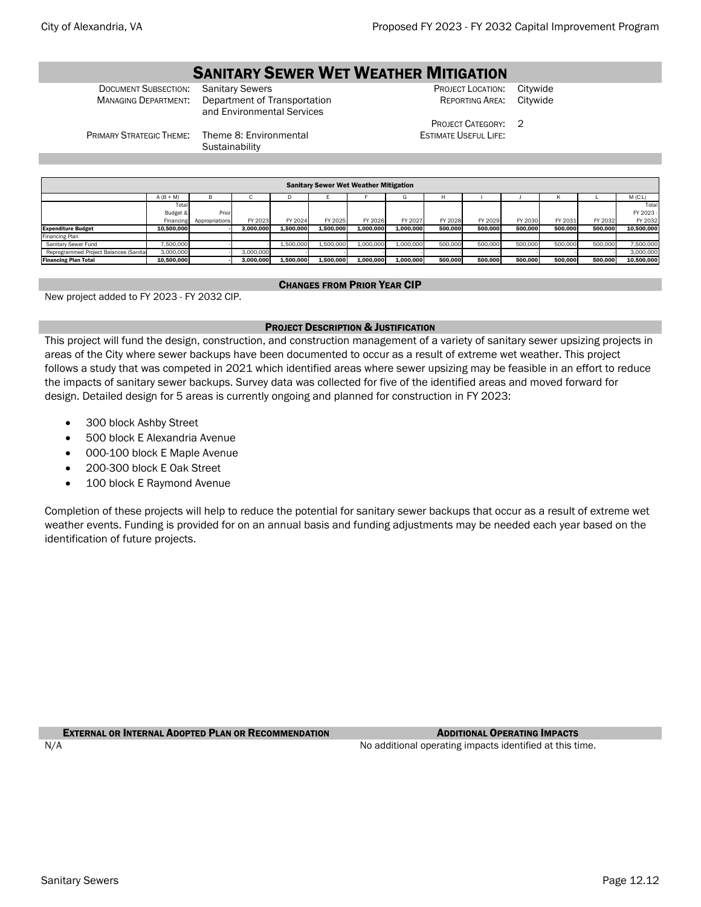# Sanitary Sewer Wet Weather Mitigation

| | | | |
|---|---|---|---|
| Document Subsection: | Sanitary Sewers | Project Location: | Citywide |
| Managing Department: | Department of Transportation and Environmental Services | Reporting Area: | Citywide |
| | | Project Category: | 2 |
| Primary Strategic Theme: | Theme 8: Environmental Sustainability | Estimate Useful Life: | |

| Sanitary Sewer Wet Weather Mitigation | A (B + M) | B | C | D | E | F | G | H | I | J | K | L | M (C:L) |
|---|---|---|---|---|---|---|---|---|---|---|---|---|---|
| | Total Budget & Financing | Prior Appropriations | FY 2023 | FY 2024 | FY 2025 | FY 2026 | FY 2027 | FY 2028 | FY 2029 | FY 2030 | FY 2031 | FY 2032 | Total FY 2023 - FY 2032 |
| **Expenditure Budget** | **10,500,000** | **-** | **3,000,000** | **1,500,000** | **1,500,000** | **1,000,000** | **1,000,000** | **500,000** | **500,000** | **500,000** | **500,000** | **500,000** | **10,500,000** |
| Financing Plan | | | | | | | | | | | | | |
| Sanitary Sewer Fund | 7,500,000 | - | - | 1,500,000 | 1,500,000 | 1,000,000 | 1,000,000 | 500,000 | 500,000 | 500,000 | 500,000 | 500,000 | 7,500,000 |
| Reprogrammed Project Balances (Sanita | 3,000,000 | - | 3,000,000 | - | - | - | - | - | - | - | - | - | 3,000,000 |
| **Financing Plan Total** | **10,500,000** | **-** | **3,000,000** | **1,500,000** | **1,500,000** | **1,000,000** | **1,000,000** | **500,000** | **500,000** | **500,000** | **500,000** | **500,000** | **10,500,000** |

## Changes from Prior Year CIP

New project added to FY 2023 - FY 2032 CIP.

## Project Description & Justification

This project will fund the design, construction, and construction management of a variety of sanitary sewer upsizing projects in areas of the City where sewer backups have been documented to occur as a result of extreme wet weather. This project follows a study that was competed in 2021 which identified areas where sewer upsizing may be feasible in an effort to reduce the impacts of sanitary sewer backups. Survey data was collected for five of the identified areas and moved forward for design. Detailed design for 5 areas is currently ongoing and planned for construction in FY 2023:

- 300 block Ashby Street
- 500 block E Alexandria Avenue
- 000-100 block E Maple Avenue
- 200-300 block E Oak Street
- 100 block E Raymond Avenue

Completion of these projects will help to reduce the potential for sanitary sewer backups that occur as a result of extreme wet weather events. Funding is provided for on an annual basis and funding adjustments may be needed each year based on the identification of future projects.

## External or Internal Adopted Plan or Recommendation

N/A

## Additional Operating Impacts

No additional operating impacts identified at this time.